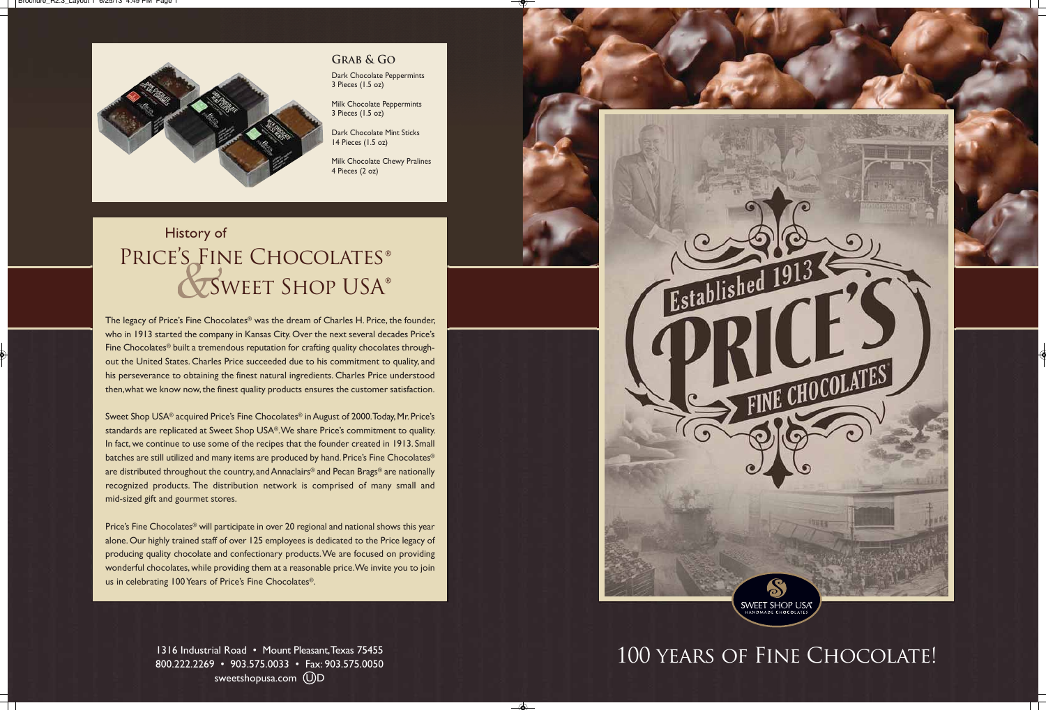## Grab & Go

Dark Chocolate Peppermints
3 Pieces (1.5 oz)

Milk Chocolate Peppermints
3 Pieces (1.5 oz)

Dark Chocolate Mint Sticks
14 Pieces (1.5 oz)

Milk Chocolate Chewy Pralines
4 Pieces (2 oz)

# History of Price's Fine Chocolates® & Sweet Shop USA®

The legacy of Price's Fine Chocolates® was the dream of Charles H. Price, the founder, who in 1913 started the company in Kansas City. Over the next several decades Price's Fine Chocolates® built a tremendous reputation for crafting quality chocolates throughout the United States. Charles Price succeeded due to his commitment to quality, and his perseverance to obtaining the finest natural ingredients. Charles Price understood then, what we know now, the finest quality products ensures the customer satisfaction.

Sweet Shop USA® acquired Price's Fine Chocolates® in August of 2000. Today, Mr. Price's standards are replicated at Sweet Shop USA®. We share Price's commitment to quality. In fact, we continue to use some of the recipes that the founder created in 1913. Small batches are still utilized and many items are produced by hand. Price's Fine Chocolates® are distributed throughout the country, and Annaclairs® and Pecan Brags® are nationally recognized products. The distribution network is comprised of many small and mid-sized gift and gourmet stores.

Price's Fine Chocolates® will participate in over 20 regional and national shows this year alone. Our highly trained staff of over 125 employees is dedicated to the Price legacy of producing quality chocolate and confectionary products. We are focused on providing wonderful chocolates, while providing them at a reasonable price. We invite you to join us in celebrating 100 Years of Price's Fine Chocolates®.

1316 Industrial Road • Mount Pleasant, Texas 75455
800.222.2269 • 903.575.0033 • Fax: 903.575.0050
sweetshopusa.com ⓊD

Established 1913
PRICE'S
FINE CHOCOLATES®

SWEET SHOP USA®
HANDMADE CHOCOLATES

# 100 Years of Fine Chocolate!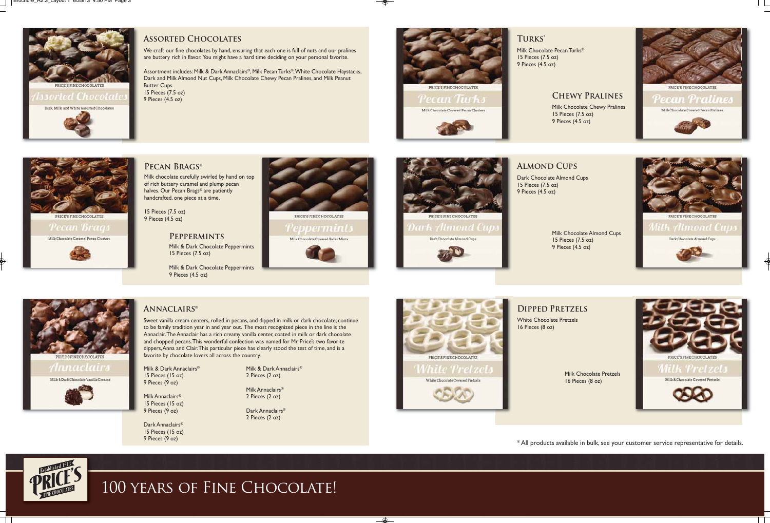## Assorted Chocolates

We craft our fine chocolates by hand, ensuring that each one is full of nuts and our pralines are buttery rich in flavor. You might have a hard time deciding on your personal favorite.

Assortment includes: Milk & Dark Annaclairs®, Milk Pecan Turks®, White Chocolate Haystacks, Dark and Milk Almond Nut Cups, Milk Chocolate Chewy Pecan Pralines, and Milk Peanut Butter Cups.
15 Pieces (7.5 oz)
9 Pieces (4.5 oz)

## Pecan Brags®

Milk chocolate carefully swirled by hand on top of rich buttery caramel and plump pecan halves. Our Pecan Brags® are patiently handcrafted, one piece at a time.

15 Pieces (7.5 oz)
9 Pieces (4.5 oz)

## Peppermints

Milk & Dark Chocolate Peppermints
15 Pieces (7.5 oz)

Milk & Dark Chocolate Peppermints
9 Pieces (4.5 oz)

## Annaclairs®

Sweet vanilla cream centers, rolled in pecans, and dipped in milk or dark chocolate; continue to be family tradition year in and year out. The most recognized piece in the line is the Annaclair. The Annaclair has a rich creamy vanilla center, coated in milk or dark chocolate and chopped pecans. This wonderful confection was named for Mr. Price's two favorite dippers, Anna and Clair. This particular piece has clearly stood the test of time, and is a favorite by chocolate lovers all across the country.

Milk & Dark Annaclairs®
15 Pieces (15 oz)
9 Pieces (9 oz)

Milk Annaclairs®
15 Pieces (15 oz)
9 Pieces (9 oz)

Dark Annaclairs®
15 Pieces (15 oz)
9 Pieces (9 oz)

Milk & Dark Annaclairs®
2 Pieces (2 oz)

Milk Annaclairs®
2 Pieces (2 oz)

Dark Annaclairs®
2 Pieces (2 oz)

## Turks®

Milk Chocolate Pecan Turks®
15 Pieces (7.5 oz)
9 Pieces (4.5 oz)

## Chewy Pralines

Milk Chocolate Chewy Pralines
15 Pieces (7.5 oz)
9 Pieces (4.5 oz)

## Almond Cups

Dark Chocolate Almond Cups
15 Pieces (7.5 oz)
9 Pieces (4.5 oz)

Milk Chocolate Almond Cups
15 Pieces (7.5 oz)
9 Pieces (4.5 oz)

## Dipped Pretzels

White Chocolate Pretzels
16 Pieces (8 oz)

Milk Chocolate Pretzels
16 Pieces (8 oz)

* All products available in bulk, see your customer service representative for details.

# 100 years of Fine Chocolate!